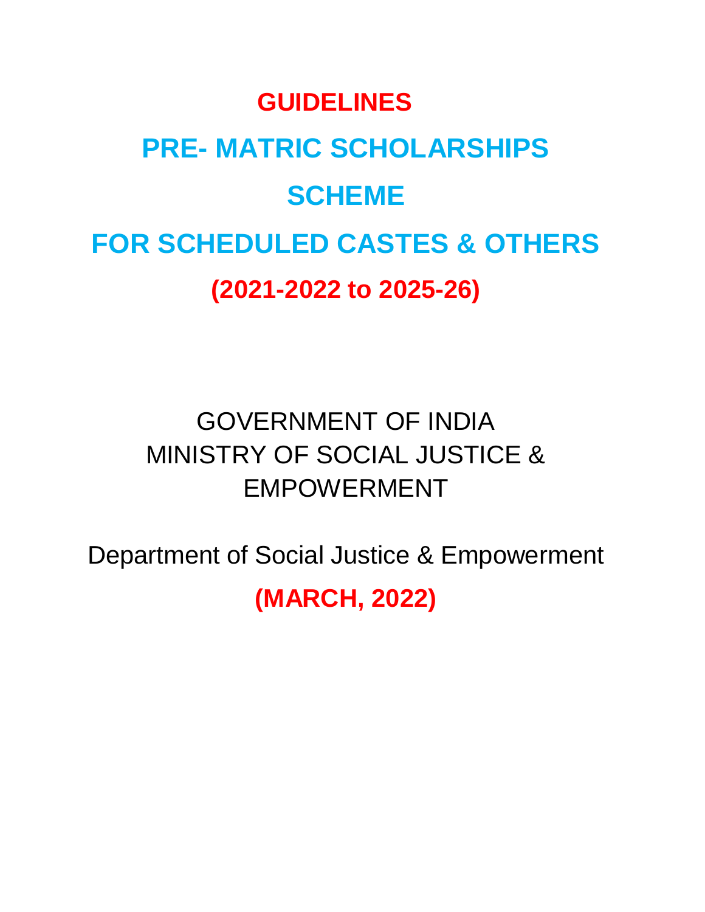# GUIDELINES

# PRE- MATRIC SCHOLARSHIPS

# SCHEME

# FOR SCHEDULED CASTES & OTHERS

## (2021-2022 to 2025-26)

GOVERNMENT OF INDIA
MINISTRY OF SOCIAL JUSTICE & EMPOWERMENT

Department of Social Justice & Empowerment

**(MARCH, 2022)**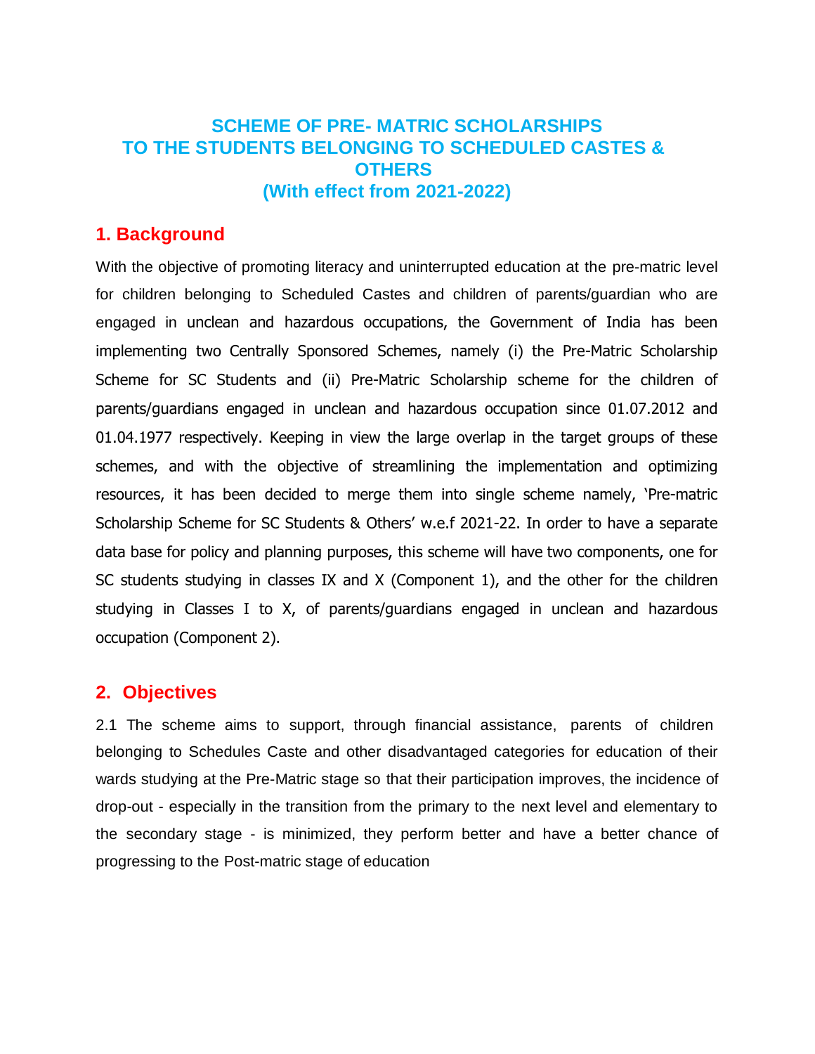# SCHEME OF PRE- MATRIC SCHOLARSHIPS TO THE STUDENTS BELONGING TO SCHEDULED CASTES & OTHERS (With effect from 2021-2022)

## 1. Background

With the objective of promoting literacy and uninterrupted education at the pre-matric level for children belonging to Scheduled Castes and children of parents/guardian who are engaged in unclean and hazardous occupations, the Government of India has been implementing two Centrally Sponsored Schemes, namely (i) the Pre-Matric Scholarship Scheme for SC Students and (ii) Pre-Matric Scholarship scheme for the children of parents/guardians engaged in unclean and hazardous occupation since 01.07.2012 and 01.04.1977 respectively. Keeping in view the large overlap in the target groups of these schemes, and with the objective of streamlining the implementation and optimizing resources, it has been decided to merge them into single scheme namely, 'Pre-matric Scholarship Scheme for SC Students & Others' w.e.f 2021-22. In order to have a separate data base for policy and planning purposes, this scheme will have two components, one for SC students studying in classes IX and X (Component 1), and the other for the children studying in Classes I to X, of parents/guardians engaged in unclean and hazardous occupation (Component 2).

## 2. Objectives

2.1 The scheme aims to support, through financial assistance, parents of children belonging to Schedules Caste and other disadvantaged categories for education of their wards studying at the Pre-Matric stage so that their participation improves, the incidence of drop-out - especially in the transition from the primary to the next level and elementary to the secondary stage - is minimized, they perform better and have a better chance of progressing to the Post-matric stage of education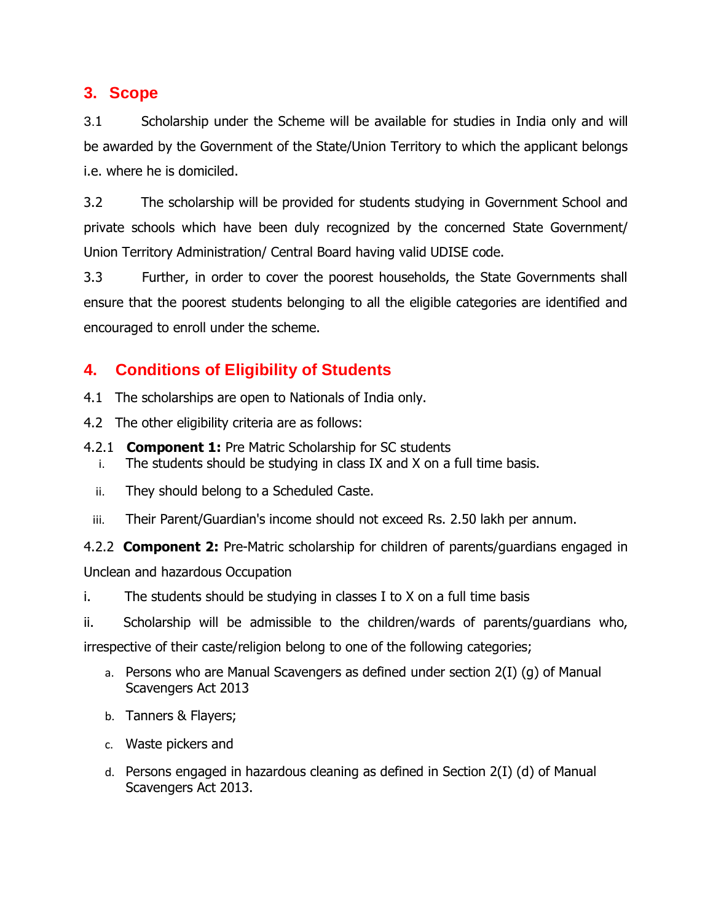## 3. Scope

3.1 Scholarship under the Scheme will be available for studies in India only and will be awarded by the Government of the State/Union Territory to which the applicant belongs i.e. where he is domiciled.

3.2 The scholarship will be provided for students studying in Government School and private schools which have been duly recognized by the concerned State Government/ Union Territory Administration/ Central Board having valid UDISE code.

3.3 Further, in order to cover the poorest households, the State Governments shall ensure that the poorest students belonging to all the eligible categories are identified and encouraged to enroll under the scheme.

## 4. Conditions of Eligibility of Students

4.1 The scholarships are open to Nationals of India only.

4.2 The other eligibility criteria are as follows:

4.2.1 **Component 1:** Pre Matric Scholarship for SC students

i. The students should be studying in class IX and X on a full time basis.

ii. They should belong to a Scheduled Caste.

iii. Their Parent/Guardian's income should not exceed Rs. 2.50 lakh per annum.

4.2.2 **Component 2:** Pre-Matric scholarship for children of parents/guardians engaged in Unclean and hazardous Occupation

i. The students should be studying in classes I to X on a full time basis

ii. Scholarship will be admissible to the children/wards of parents/guardians who, irrespective of their caste/religion belong to one of the following categories;

a. Persons who are Manual Scavengers as defined under section 2(I) (g) of Manual Scavengers Act 2013

b. Tanners & Flayers;

c. Waste pickers and

d. Persons engaged in hazardous cleaning as defined in Section 2(I) (d) of Manual Scavengers Act 2013.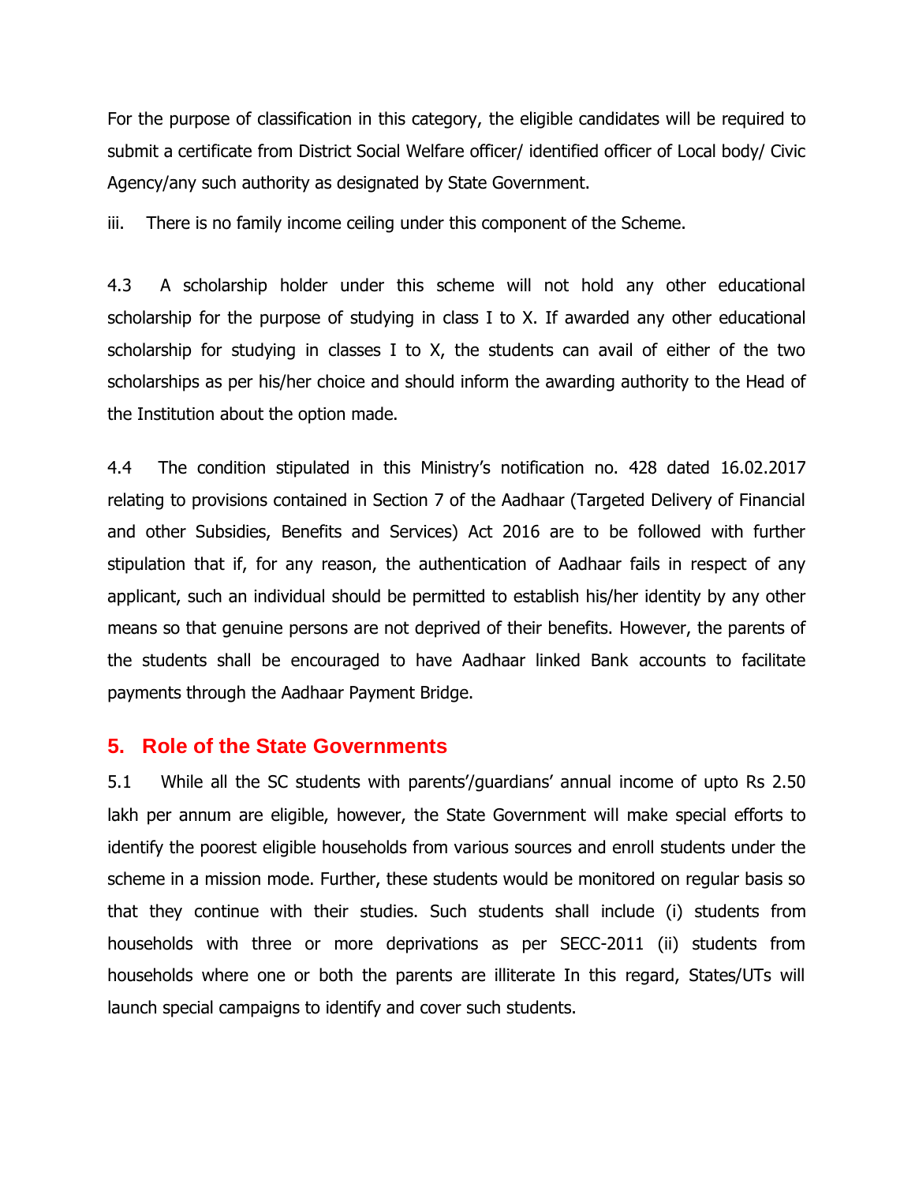For the purpose of classification in this category, the eligible candidates will be required to submit a certificate from District Social Welfare officer/ identified officer of Local body/ Civic Agency/any such authority as designated by State Government.

iii. There is no family income ceiling under this component of the Scheme.

4.3 A scholarship holder under this scheme will not hold any other educational scholarship for the purpose of studying in class I to X. If awarded any other educational scholarship for studying in classes I to X, the students can avail of either of the two scholarships as per his/her choice and should inform the awarding authority to the Head of the Institution about the option made.

4.4 The condition stipulated in this Ministry's notification no. 428 dated 16.02.2017 relating to provisions contained in Section 7 of the Aadhaar (Targeted Delivery of Financial and other Subsidies, Benefits and Services) Act 2016 are to be followed with further stipulation that if, for any reason, the authentication of Aadhaar fails in respect of any applicant, such an individual should be permitted to establish his/her identity by any other means so that genuine persons are not deprived of their benefits. However, the parents of the students shall be encouraged to have Aadhaar linked Bank accounts to facilitate payments through the Aadhaar Payment Bridge.

## 5. Role of the State Governments

5.1 While all the SC students with parents'/guardians' annual income of upto Rs 2.50 lakh per annum are eligible, however, the State Government will make special efforts to identify the poorest eligible households from various sources and enroll students under the scheme in a mission mode. Further, these students would be monitored on regular basis so that they continue with their studies. Such students shall include (i) students from households with three or more deprivations as per SECC-2011 (ii) students from households where one or both the parents are illiterate In this regard, States/UTs will launch special campaigns to identify and cover such students.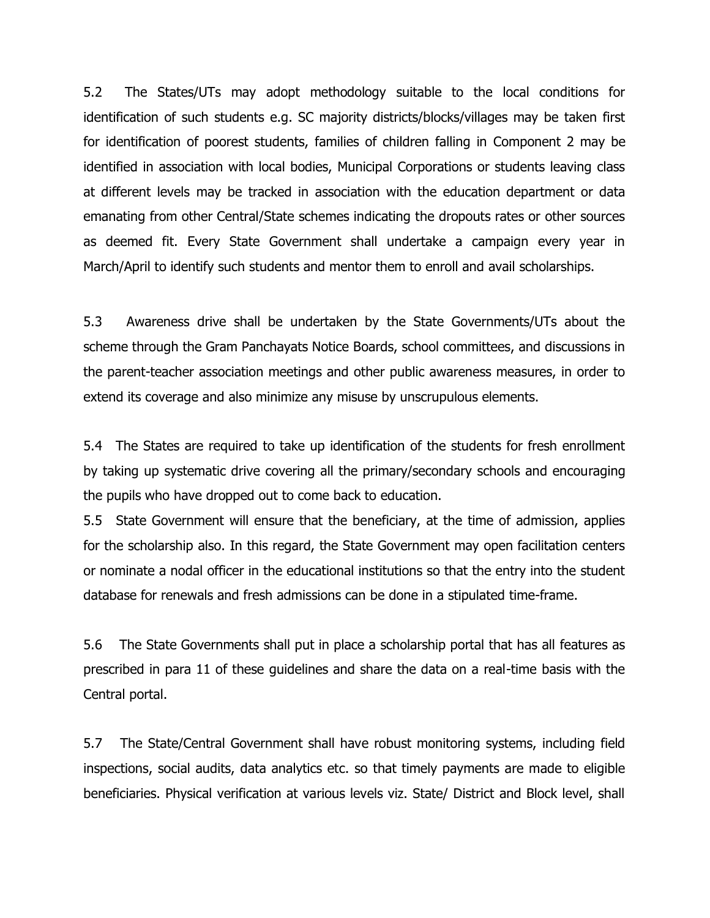5.2 The States/UTs may adopt methodology suitable to the local conditions for identification of such students e.g. SC majority districts/blocks/villages may be taken first for identification of poorest students, families of children falling in Component 2 may be identified in association with local bodies, Municipal Corporations or students leaving class at different levels may be tracked in association with the education department or data emanating from other Central/State schemes indicating the dropouts rates or other sources as deemed fit. Every State Government shall undertake a campaign every year in March/April to identify such students and mentor them to enroll and avail scholarships.

5.3 Awareness drive shall be undertaken by the State Governments/UTs about the scheme through the Gram Panchayats Notice Boards, school committees, and discussions in the parent-teacher association meetings and other public awareness measures, in order to extend its coverage and also minimize any misuse by unscrupulous elements.

5.4 The States are required to take up identification of the students for fresh enrollment by taking up systematic drive covering all the primary/secondary schools and encouraging the pupils who have dropped out to come back to education.

5.5 State Government will ensure that the beneficiary, at the time of admission, applies for the scholarship also. In this regard, the State Government may open facilitation centers or nominate a nodal officer in the educational institutions so that the entry into the student database for renewals and fresh admissions can be done in a stipulated time-frame.

5.6 The State Governments shall put in place a scholarship portal that has all features as prescribed in para 11 of these guidelines and share the data on a real-time basis with the Central portal.

5.7 The State/Central Government shall have robust monitoring systems, including field inspections, social audits, data analytics etc. so that timely payments are made to eligible beneficiaries. Physical verification at various levels viz. State/ District and Block level, shall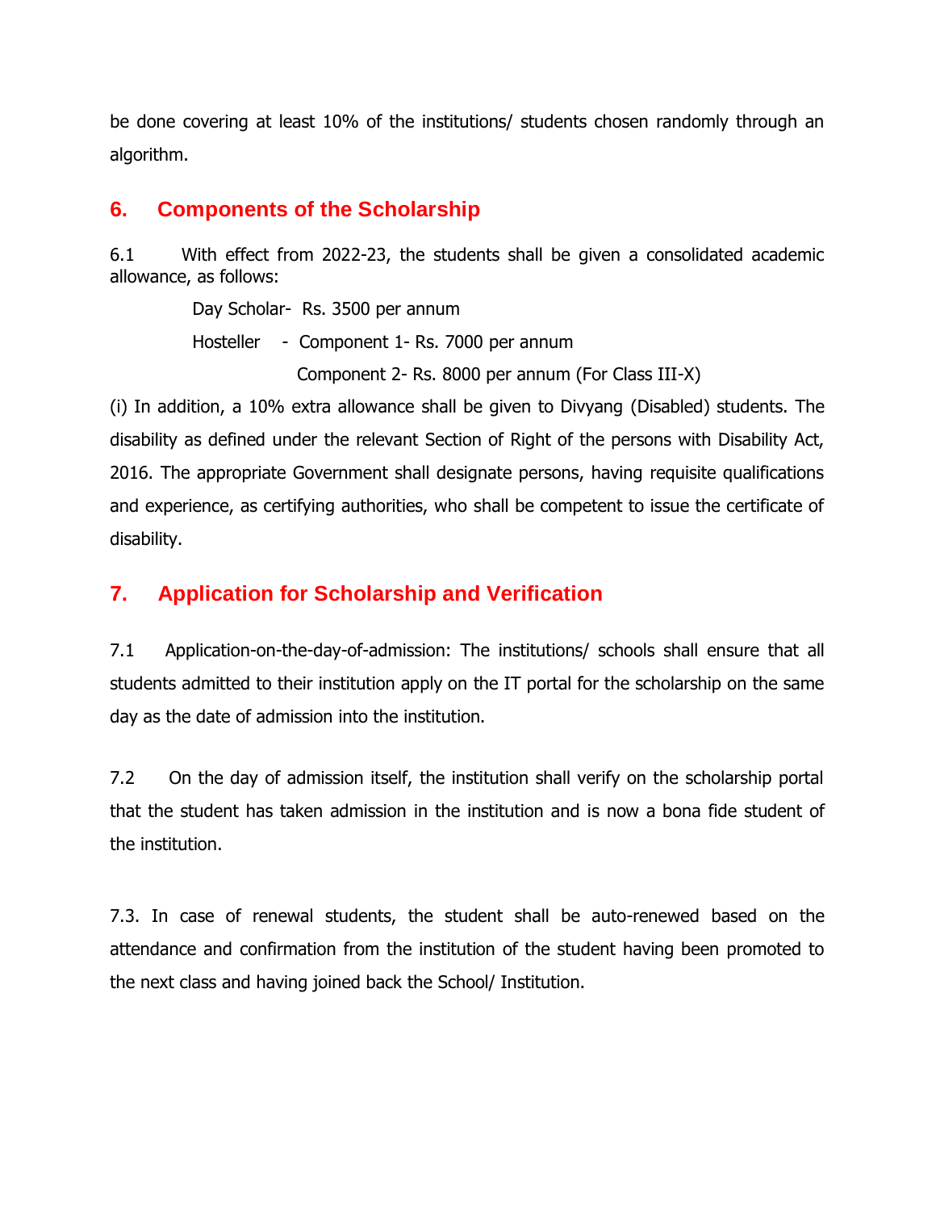be done covering at least 10% of the institutions/ students chosen randomly through an algorithm.

## 6. Components of the Scholarship

6.1 With effect from 2022-23, the students shall be given a consolidated academic allowance, as follows:

Day Scholar- Rs. 3500 per annum

Hosteller - Component 1- Rs. 7000 per annum

Component 2- Rs. 8000 per annum (For Class III-X)

(i) In addition, a 10% extra allowance shall be given to Divyang (Disabled) students. The disability as defined under the relevant Section of Right of the persons with Disability Act, 2016. The appropriate Government shall designate persons, having requisite qualifications and experience, as certifying authorities, who shall be competent to issue the certificate of disability.

## 7. Application for Scholarship and Verification

7.1 Application-on-the-day-of-admission: The institutions/ schools shall ensure that all students admitted to their institution apply on the IT portal for the scholarship on the same day as the date of admission into the institution.

7.2 On the day of admission itself, the institution shall verify on the scholarship portal that the student has taken admission in the institution and is now a bona fide student of the institution.

7.3. In case of renewal students, the student shall be auto-renewed based on the attendance and confirmation from the institution of the student having been promoted to the next class and having joined back the School/ Institution.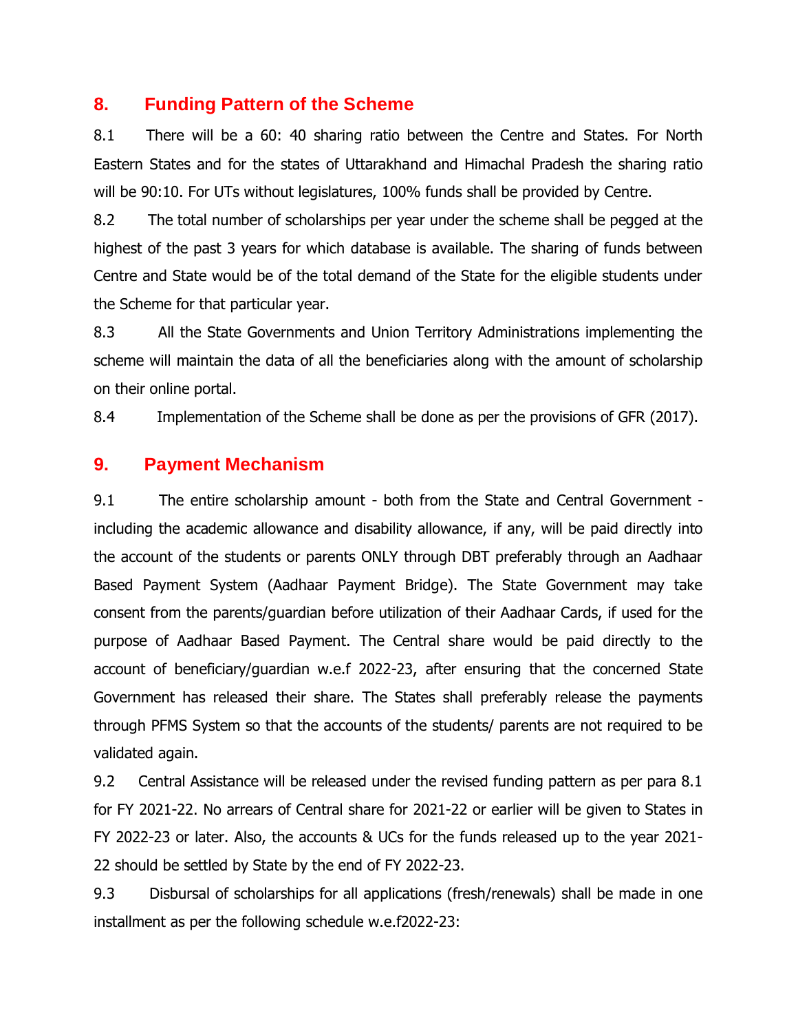## 8. Funding Pattern of the Scheme

8.1 There will be a 60: 40 sharing ratio between the Centre and States. For North Eastern States and for the states of Uttarakhand and Himachal Pradesh the sharing ratio will be 90:10. For UTs without legislatures, 100% funds shall be provided by Centre.

8.2 The total number of scholarships per year under the scheme shall be pegged at the highest of the past 3 years for which database is available. The sharing of funds between Centre and State would be of the total demand of the State for the eligible students under the Scheme for that particular year.

8.3 All the State Governments and Union Territory Administrations implementing the scheme will maintain the data of all the beneficiaries along with the amount of scholarship on their online portal.

8.4 Implementation of the Scheme shall be done as per the provisions of GFR (2017).

## 9. Payment Mechanism

9.1 The entire scholarship amount - both from the State and Central Government - including the academic allowance and disability allowance, if any, will be paid directly into the account of the students or parents ONLY through DBT preferably through an Aadhaar Based Payment System (Aadhaar Payment Bridge). The State Government may take consent from the parents/guardian before utilization of their Aadhaar Cards, if used for the purpose of Aadhaar Based Payment. The Central share would be paid directly to the account of beneficiary/guardian w.e.f 2022-23, after ensuring that the concerned State Government has released their share. The States shall preferably release the payments through PFMS System so that the accounts of the students/ parents are not required to be validated again.

9.2 Central Assistance will be released under the revised funding pattern as per para 8.1 for FY 2021-22. No arrears of Central share for 2021-22 or earlier will be given to States in FY 2022-23 or later. Also, the accounts & UCs for the funds released up to the year 2021-22 should be settled by State by the end of FY 2022-23.

9.3 Disbursal of scholarships for all applications (fresh/renewals) shall be made in one installment as per the following schedule w.e.f2022-23: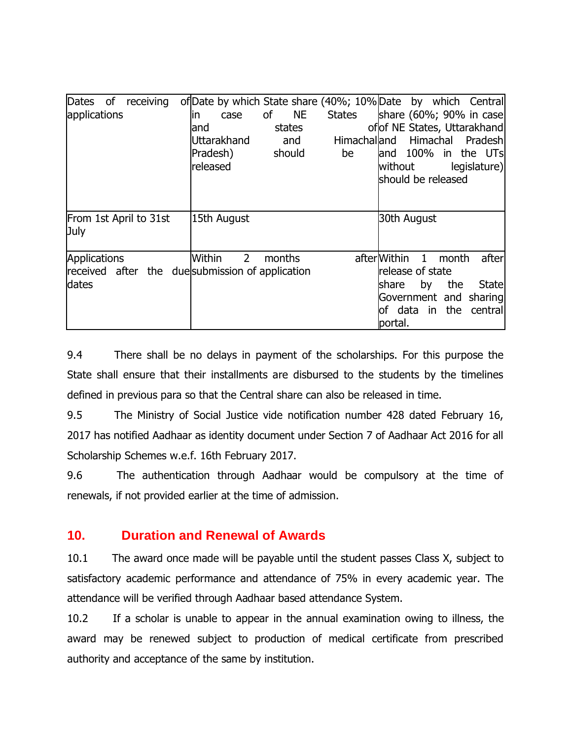| Dates of receiving applications | Date by which State share (40%; 10% in case of NE States and states of Uttarakhand and Himachal Pradesh) should be released | Date by which Central share (60%; 90% in case of NE States, Uttarakhand and Himachal Pradesh and 100% in the UTs without legislature) should be released |
|---|---|---|
| From 1st April to 31st July | 15th August | 30th August |
| Applications received after the due dates | Within 2 months after submission of application | Within 1 month after release of state share by the State Government and sharing of data in the central portal. |

9.4 There shall be no delays in payment of the scholarships. For this purpose the State shall ensure that their installments are disbursed to the students by the timelines defined in previous para so that the Central share can also be released in time.

9.5 The Ministry of Social Justice vide notification number 428 dated February 16, 2017 has notified Aadhaar as identity document under Section 7 of Aadhaar Act 2016 for all Scholarship Schemes w.e.f. 16th February 2017.

9.6 The authentication through Aadhaar would be compulsory at the time of renewals, if not provided earlier at the time of admission.

## 10. Duration and Renewal of Awards

10.1 The award once made will be payable until the student passes Class X, subject to satisfactory academic performance and attendance of 75% in every academic year. The attendance will be verified through Aadhaar based attendance System.

10.2 If a scholar is unable to appear in the annual examination owing to illness, the award may be renewed subject to production of medical certificate from prescribed authority and acceptance of the same by institution.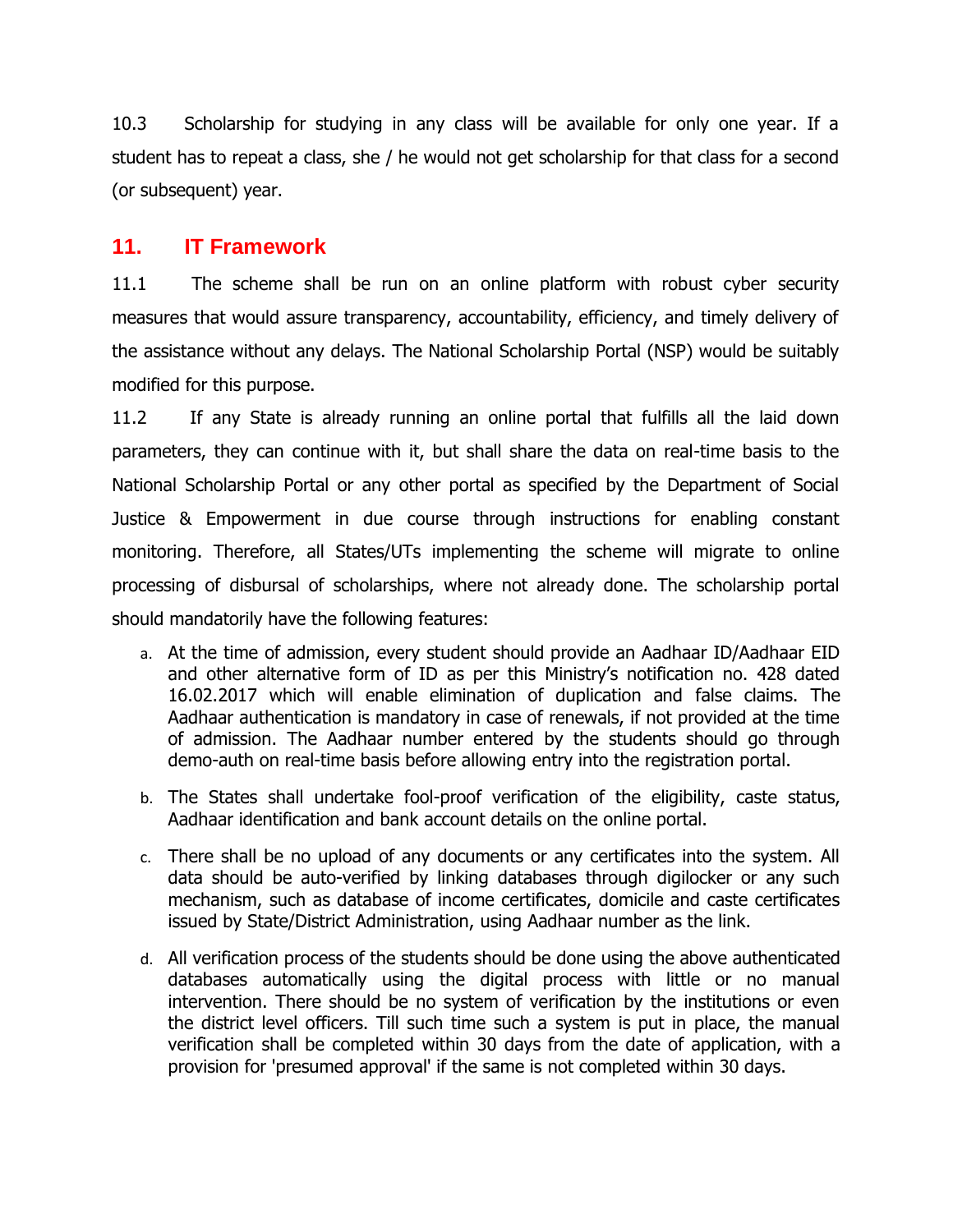10.3 Scholarship for studying in any class will be available for only one year. If a student has to repeat a class, she / he would not get scholarship for that class for a second (or subsequent) year.

## 11. IT Framework

11.1 The scheme shall be run on an online platform with robust cyber security measures that would assure transparency, accountability, efficiency, and timely delivery of the assistance without any delays. The National Scholarship Portal (NSP) would be suitably modified for this purpose.

11.2 If any State is already running an online portal that fulfills all the laid down parameters, they can continue with it, but shall share the data on real-time basis to the National Scholarship Portal or any other portal as specified by the Department of Social Justice & Empowerment in due course through instructions for enabling constant monitoring. Therefore, all States/UTs implementing the scheme will migrate to online processing of disbursal of scholarships, where not already done. The scholarship portal should mandatorily have the following features:

a. At the time of admission, every student should provide an Aadhaar ID/Aadhaar EID and other alternative form of ID as per this Ministry's notification no. 428 dated 16.02.2017 which will enable elimination of duplication and false claims. The Aadhaar authentication is mandatory in case of renewals, if not provided at the time of admission. The Aadhaar number entered by the students should go through demo-auth on real-time basis before allowing entry into the registration portal.

b. The States shall undertake fool-proof verification of the eligibility, caste status, Aadhaar identification and bank account details on the online portal.

c. There shall be no upload of any documents or any certificates into the system. All data should be auto-verified by linking databases through digilocker or any such mechanism, such as database of income certificates, domicile and caste certificates issued by State/District Administration, using Aadhaar number as the link.

d. All verification process of the students should be done using the above authenticated databases automatically using the digital process with little or no manual intervention. There should be no system of verification by the institutions or even the district level officers. Till such time such a system is put in place, the manual verification shall be completed within 30 days from the date of application, with a provision for 'presumed approval' if the same is not completed within 30 days.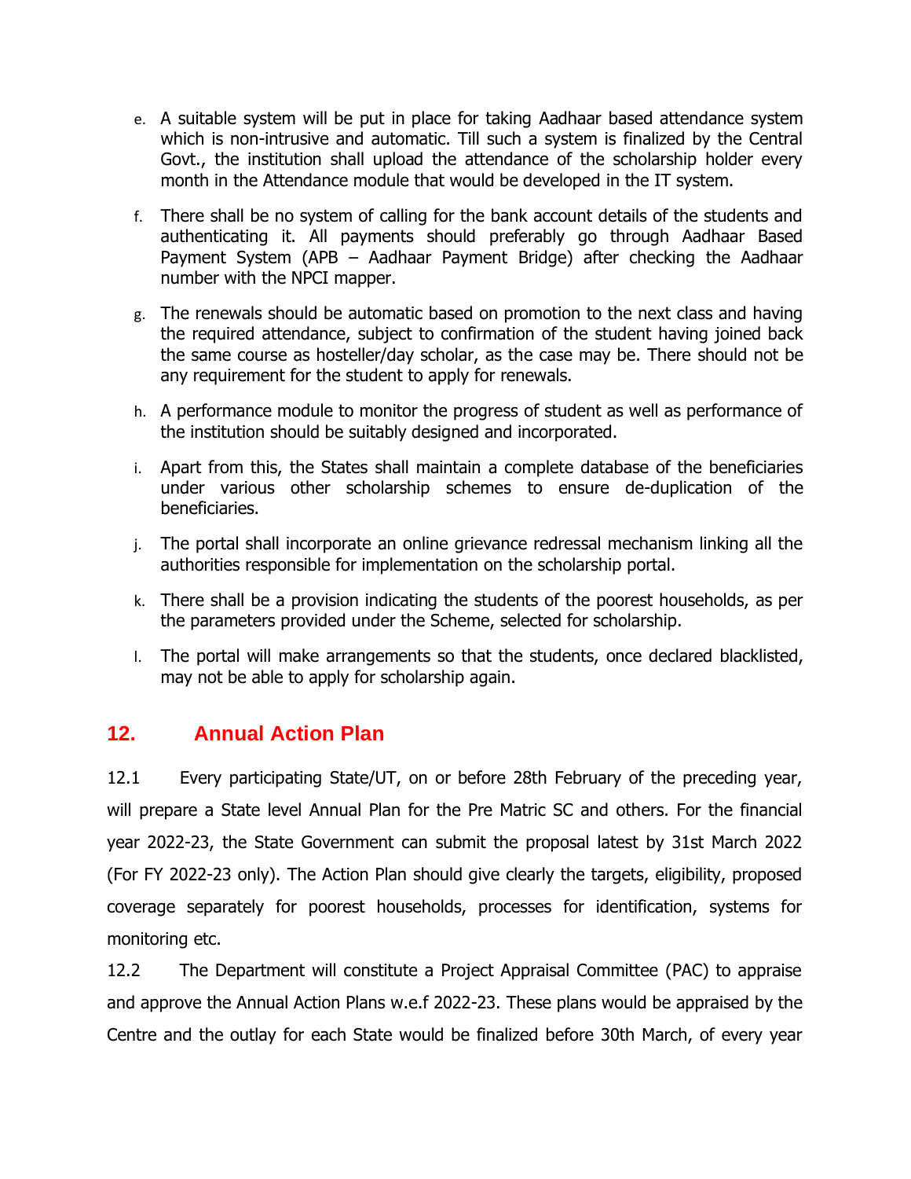e. A suitable system will be put in place for taking Aadhaar based attendance system which is non-intrusive and automatic. Till such a system is finalized by the Central Govt., the institution shall upload the attendance of the scholarship holder every month in the Attendance module that would be developed in the IT system.

f. There shall be no system of calling for the bank account details of the students and authenticating it. All payments should preferably go through Aadhaar Based Payment System (APB – Aadhaar Payment Bridge) after checking the Aadhaar number with the NPCI mapper.

g. The renewals should be automatic based on promotion to the next class and having the required attendance, subject to confirmation of the student having joined back the same course as hosteller/day scholar, as the case may be. There should not be any requirement for the student to apply for renewals.

h. A performance module to monitor the progress of student as well as performance of the institution should be suitably designed and incorporated.

i. Apart from this, the States shall maintain a complete database of the beneficiaries under various other scholarship schemes to ensure de-duplication of the beneficiaries.

j. The portal shall incorporate an online grievance redressal mechanism linking all the authorities responsible for implementation on the scholarship portal.

k. There shall be a provision indicating the students of the poorest households, as per the parameters provided under the Scheme, selected for scholarship.

l. The portal will make arrangements so that the students, once declared blacklisted, may not be able to apply for scholarship again.

## 12. Annual Action Plan

12.1 Every participating State/UT, on or before 28th February of the preceding year, will prepare a State level Annual Plan for the Pre Matric SC and others. For the financial year 2022-23, the State Government can submit the proposal latest by 31st March 2022 (For FY 2022-23 only). The Action Plan should give clearly the targets, eligibility, proposed coverage separately for poorest households, processes for identification, systems for monitoring etc.

12.2 The Department will constitute a Project Appraisal Committee (PAC) to appraise and approve the Annual Action Plans w.e.f 2022-23. These plans would be appraised by the Centre and the outlay for each State would be finalized before 30th March, of every year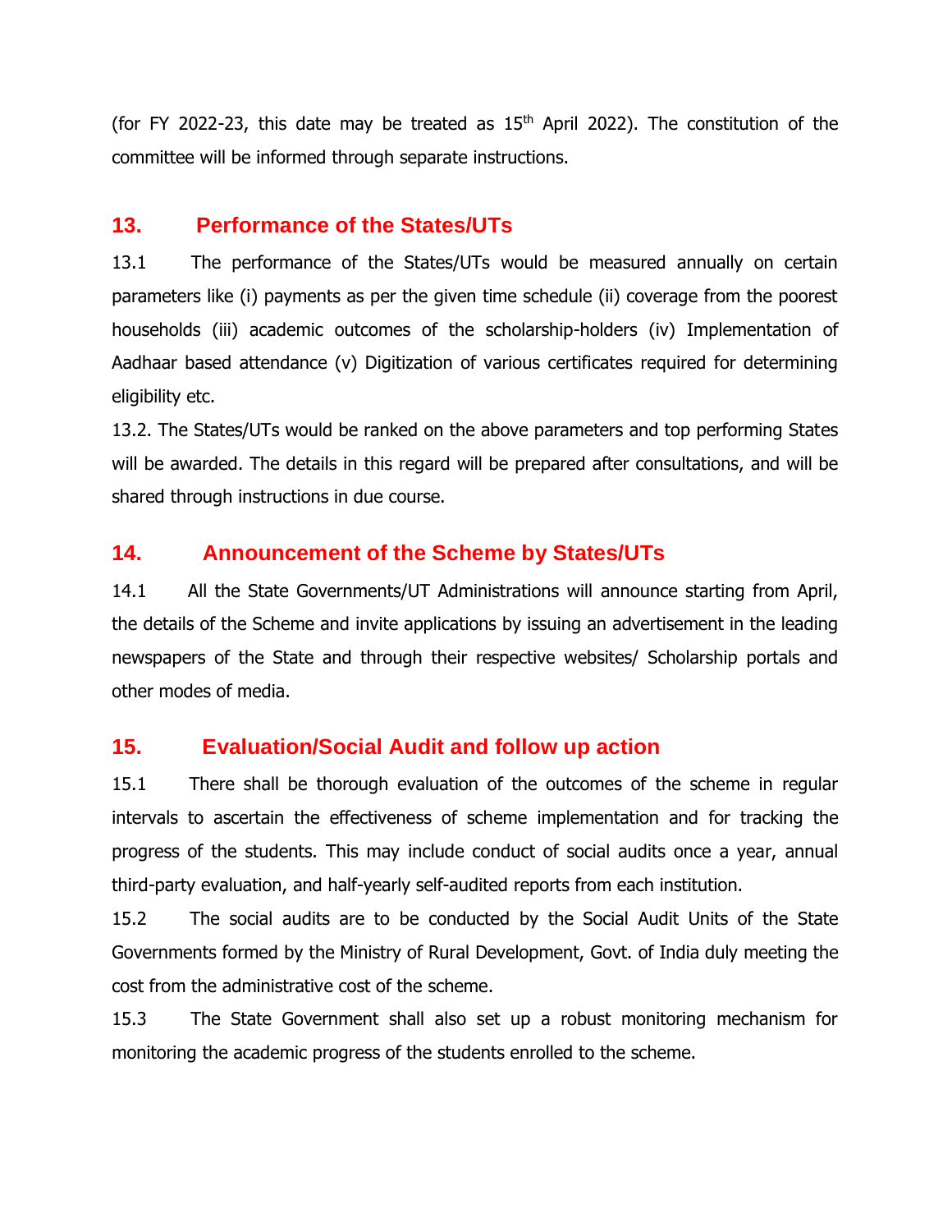(for FY 2022-23, this date may be treated as 15th April 2022). The constitution of the committee will be informed through separate instructions.

## 13. Performance of the States/UTs

13.1 The performance of the States/UTs would be measured annually on certain parameters like (i) payments as per the given time schedule (ii) coverage from the poorest households (iii) academic outcomes of the scholarship-holders (iv) Implementation of Aadhaar based attendance (v) Digitization of various certificates required for determining eligibility etc.

13.2. The States/UTs would be ranked on the above parameters and top performing States will be awarded. The details in this regard will be prepared after consultations, and will be shared through instructions in due course.

## 14. Announcement of the Scheme by States/UTs

14.1 All the State Governments/UT Administrations will announce starting from April, the details of the Scheme and invite applications by issuing an advertisement in the leading newspapers of the State and through their respective websites/ Scholarship portals and other modes of media.

## 15. Evaluation/Social Audit and follow up action

15.1 There shall be thorough evaluation of the outcomes of the scheme in regular intervals to ascertain the effectiveness of scheme implementation and for tracking the progress of the students. This may include conduct of social audits once a year, annual third-party evaluation, and half-yearly self-audited reports from each institution.

15.2 The social audits are to be conducted by the Social Audit Units of the State Governments formed by the Ministry of Rural Development, Govt. of India duly meeting the cost from the administrative cost of the scheme.

15.3 The State Government shall also set up a robust monitoring mechanism for monitoring the academic progress of the students enrolled to the scheme.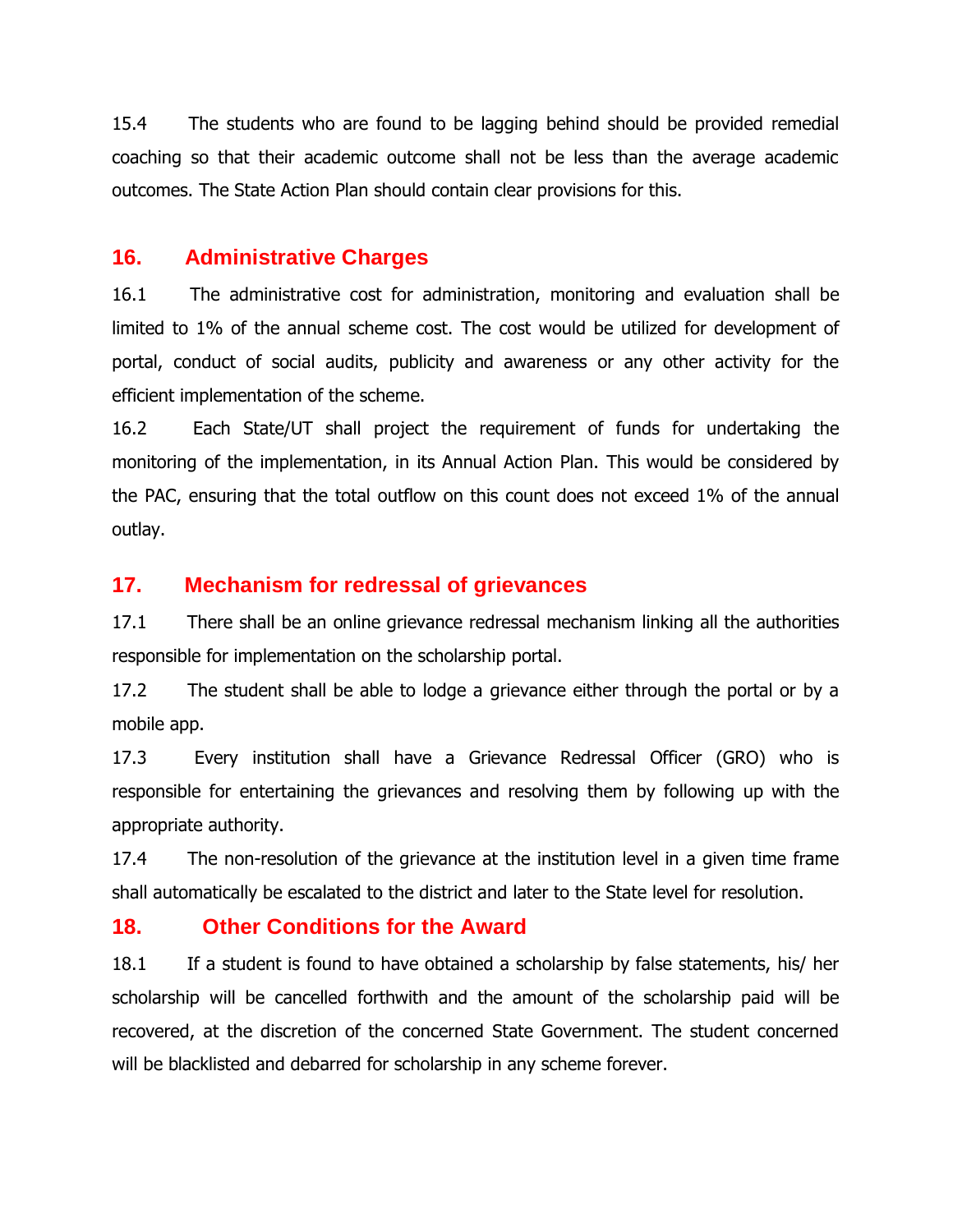15.4 The students who are found to be lagging behind should be provided remedial coaching so that their academic outcome shall not be less than the average academic outcomes. The State Action Plan should contain clear provisions for this.

## 16. Administrative Charges

16.1 The administrative cost for administration, monitoring and evaluation shall be limited to 1% of the annual scheme cost. The cost would be utilized for development of portal, conduct of social audits, publicity and awareness or any other activity for the efficient implementation of the scheme.

16.2 Each State/UT shall project the requirement of funds for undertaking the monitoring of the implementation, in its Annual Action Plan. This would be considered by the PAC, ensuring that the total outflow on this count does not exceed 1% of the annual outlay.

## 17. Mechanism for redressal of grievances

17.1 There shall be an online grievance redressal mechanism linking all the authorities responsible for implementation on the scholarship portal.

17.2 The student shall be able to lodge a grievance either through the portal or by a mobile app.

17.3 Every institution shall have a Grievance Redressal Officer (GRO) who is responsible for entertaining the grievances and resolving them by following up with the appropriate authority.

17.4 The non-resolution of the grievance at the institution level in a given time frame shall automatically be escalated to the district and later to the State level for resolution.

## 18. Other Conditions for the Award

18.1 If a student is found to have obtained a scholarship by false statements, his/ her scholarship will be cancelled forthwith and the amount of the scholarship paid will be recovered, at the discretion of the concerned State Government. The student concerned will be blacklisted and debarred for scholarship in any scheme forever.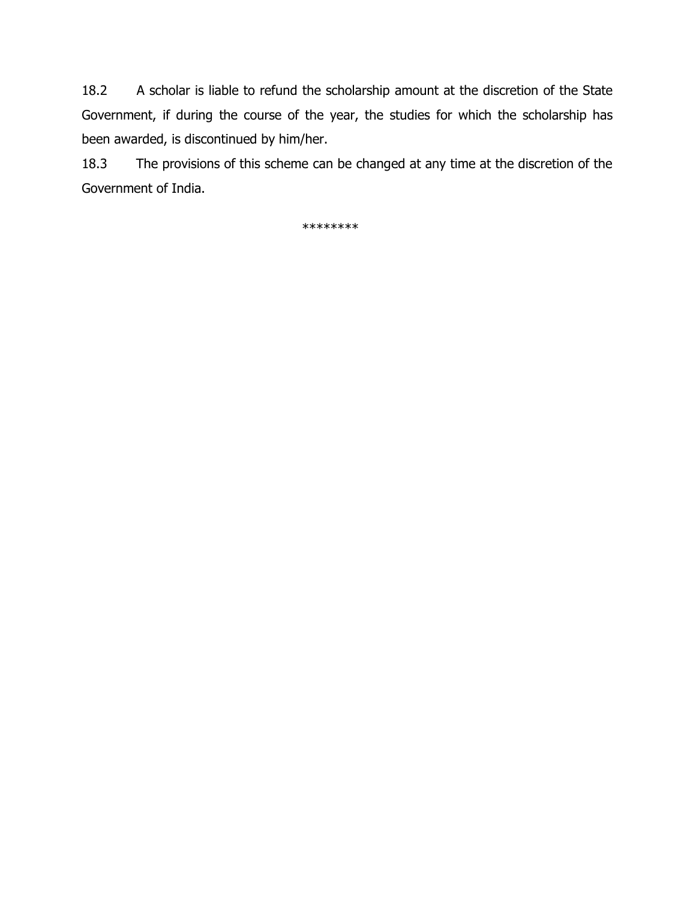18.2 A scholar is liable to refund the scholarship amount at the discretion of the State Government, if during the course of the year, the studies for which the scholarship has been awarded, is discontinued by him/her.

18.3 The provisions of this scheme can be changed at any time at the discretion of the Government of India.

********